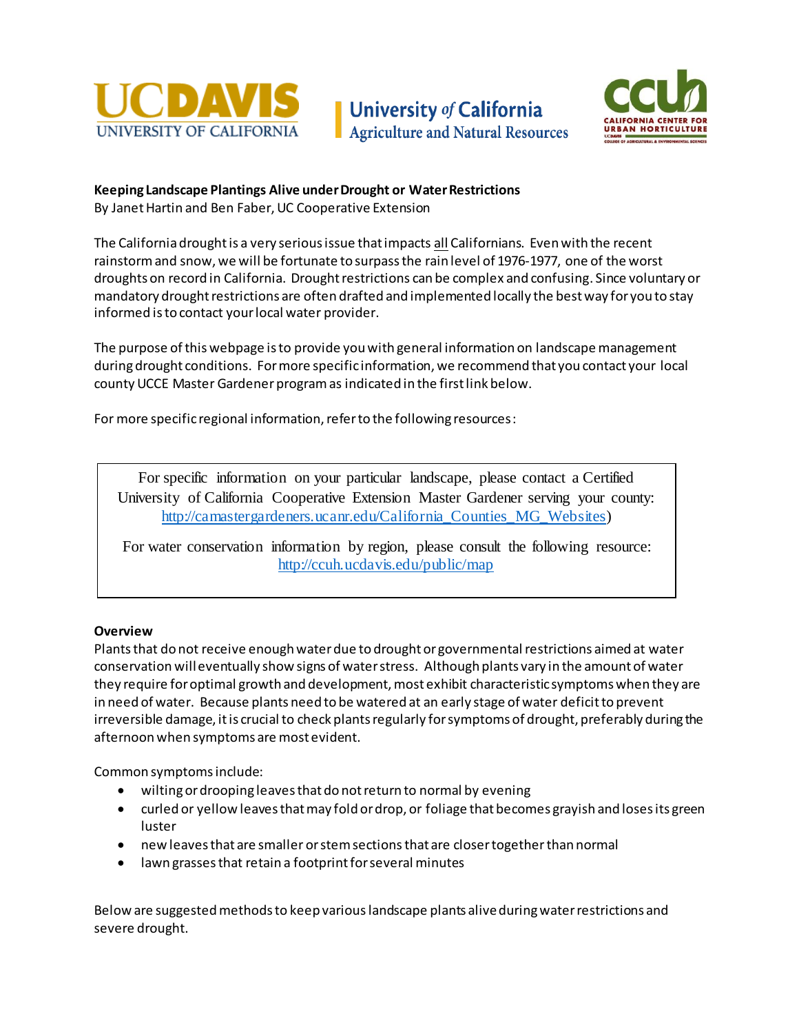**Keeping Landscape Plantings Alive under Drought or Water Restrictions**

By Janet Hartin and Ben Faber, UC Cooperative Extension

The California drought is a very serious issue that impacts all Californians. Even with the recent rainstorm and snow, we will be fortunate to surpass the rain level of 1976-1977, one of the worst droughts on record in California. Drought restrictions can be complex and confusing. Since voluntary or mandatory drought restrictions are often drafted and implemented locally the best way for you to stay informed is to contact your local water provider.

The purpose of this webpage is to provide you with general information on landscape management during drought conditions. For more specific information, we recommend that you contact your local county UCCE Master Gardener program as indicated in the first link below.

For more specific regional information, refer to the following resources:

> For specific information on your particular landscape, please contact a Certified University of California Cooperative Extension Master Gardener serving your county: http://camastergardeners.ucanr.edu/California_Counties_MG_Websites)
>
> For water conservation information by region, please consult the following resource: http://ccuh.ucdavis.edu/public/map

**Overview**

Plants that do not receive enough water due to drought or governmental restrictions aimed at water conservation will eventually show signs of water stress. Although plants vary in the amount of water they require for optimal growth and development, most exhibit characteristic symptoms when they are in need of water. Because plants need to be watered at an early stage of water deficit to prevent irreversible damage, it is crucial to check plants regularly for symptoms of drought, preferably during the afternoon when symptoms are most evident.

Common symptoms include:

- wilting or drooping leaves that do not return to normal by evening
- curled or yellow leaves that may fold or drop, or foliage that becomes grayish and loses its green luster
- new leaves that are smaller or stem sections that are closer together than normal
- lawn grasses that retain a footprint for several minutes

Below are suggested methods to keep various landscape plants alive during water restrictions and severe drought.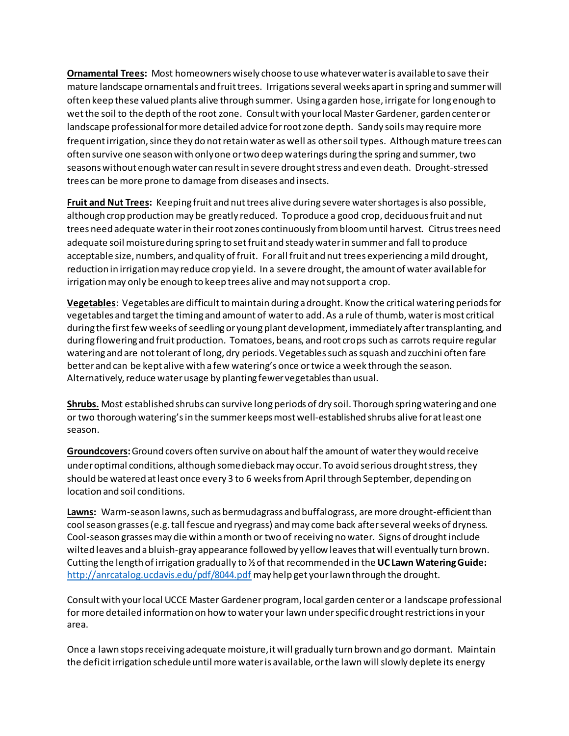**Ornamental Trees:** Most homeowners wisely choose to use whatever water is available to save their mature landscape ornamentals and fruit trees. Irrigations several weeks apart in spring and summer will often keep these valued plants alive through summer. Using a garden hose, irrigate for long enough to wet the soil to the depth of the root zone. Consult with your local Master Gardener, garden center or landscape professional for more detailed advice for root zone depth. Sandy soils may require more frequent irrigation, since they do not retain water as well as other soil types. Although mature trees can often survive one season with only one or two deep waterings during the spring and summer, two seasons without enough water can result in severe drought stress and even death. Drought-stressed trees can be more prone to damage from diseases and insects.

**Fruit and Nut Trees:** Keeping fruit and nut trees alive during severe water shortages is also possible, although crop production may be greatly reduced. To produce a good crop, deciduous fruit and nut trees need adequate water in their root zones continuously from bloom until harvest. Citrus trees need adequate soil moisture during spring to set fruit and steady water in summer and fall to produce acceptable size, numbers, and quality of fruit. For all fruit and nut trees experiencing a mild drought, reduction in irrigation may reduce crop yield. In a severe drought, the amount of water available for irrigation may only be enough to keep trees alive and may not support a crop.

**Vegetables**: Vegetables are difficult to maintain during a drought. Know the critical watering periods for vegetables and target the timing and amount of water to add. As a rule of thumb, water is most critical during the first few weeks of seedling or young plant development, immediately after transplanting, and during flowering and fruit production. Tomatoes, beans, and root crops such as carrots require regular watering and are not tolerant of long, dry periods. Vegetables such as squash and zucchini often fare better and can be kept alive with a few watering's once or twice a week through the season. Alternatively, reduce water usage by planting fewer vegetables than usual.

**Shrubs.** Most established shrubs can survive long periods of dry soil. Thorough spring watering and one or two thorough watering's in the summer keeps most well-established shrubs alive for at least one season.

**Groundcovers:** Ground covers often survive on about half the amount of water they would receive under optimal conditions, although some dieback may occur. To avoid serious drought stress, they should be watered at least once every 3 to 6 weeks from April through September, depending on location and soil conditions.

**Lawns:** Warm-season lawns, such as bermudagrass and buffalograss, are more drought-efficient than cool season grasses (e.g. tall fescue and ryegrass) and may come back after several weeks of dryness. Cool-season grasses may die within a month or two of receiving no water. Signs of drought include wilted leaves and a bluish-gray appearance followed by yellow leaves that will eventually turn brown. Cutting the length of irrigation gradually to ½ of that recommended in the **UC Lawn Watering Guide:** http://anrcatalog.ucdavis.edu/pdf/8044.pdf may help get your lawn through the drought.

Consult with your local UCCE Master Gardener program, local garden center or a landscape professional for more detailed information on how to water your lawn under specific drought restrictions in your area.

Once a lawn stops receiving adequate moisture, it will gradually turn brown and go dormant. Maintain the deficit irrigation schedule until more water is available, or the lawn will slowly deplete its energy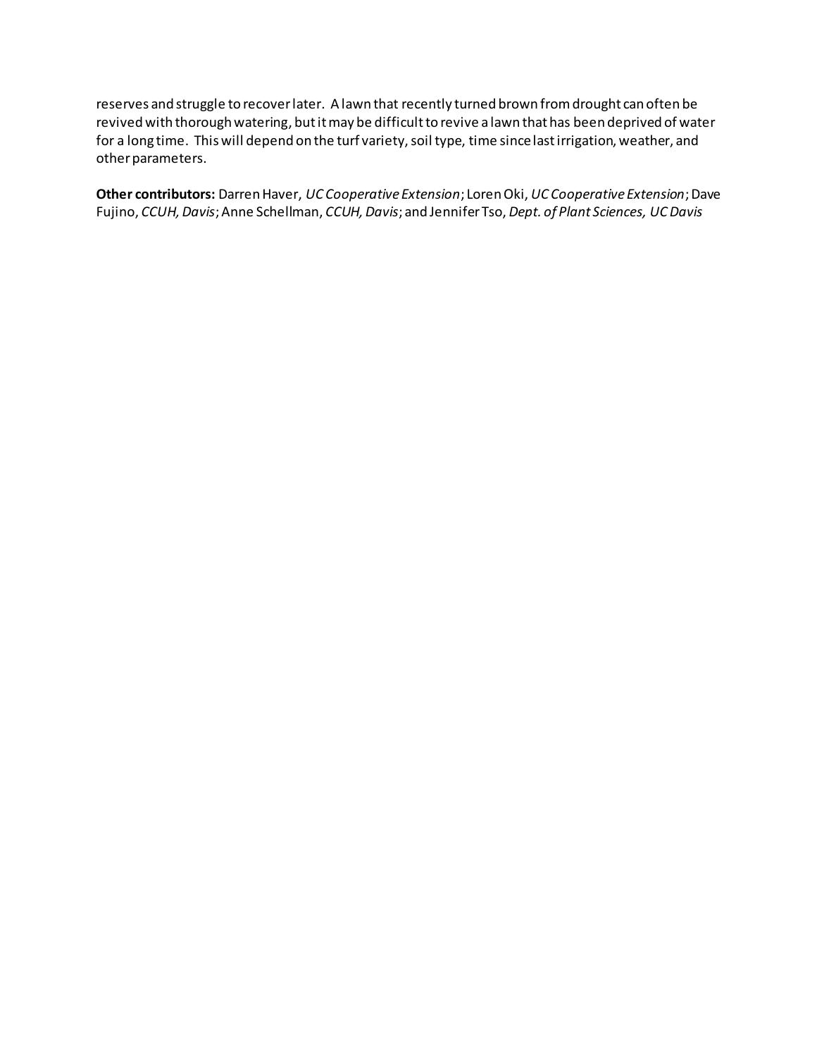reserves and struggle to recover later. A lawn that recently turned brown from drought can often be revived with thorough watering, but it may be difficult to revive a lawn that has been deprived of water for a long time. This will depend on the turf variety, soil type, time since last irrigation, weather, and other parameters.

**Other contributors:** Darren Haver, *UC Cooperative Extension*; Loren Oki, *UC Cooperative Extension*; Dave Fujino, *CCUH, Davis*; Anne Schellman, *CCUH, Davis*; and Jennifer Tso, *Dept. of Plant Sciences, UC Davis*